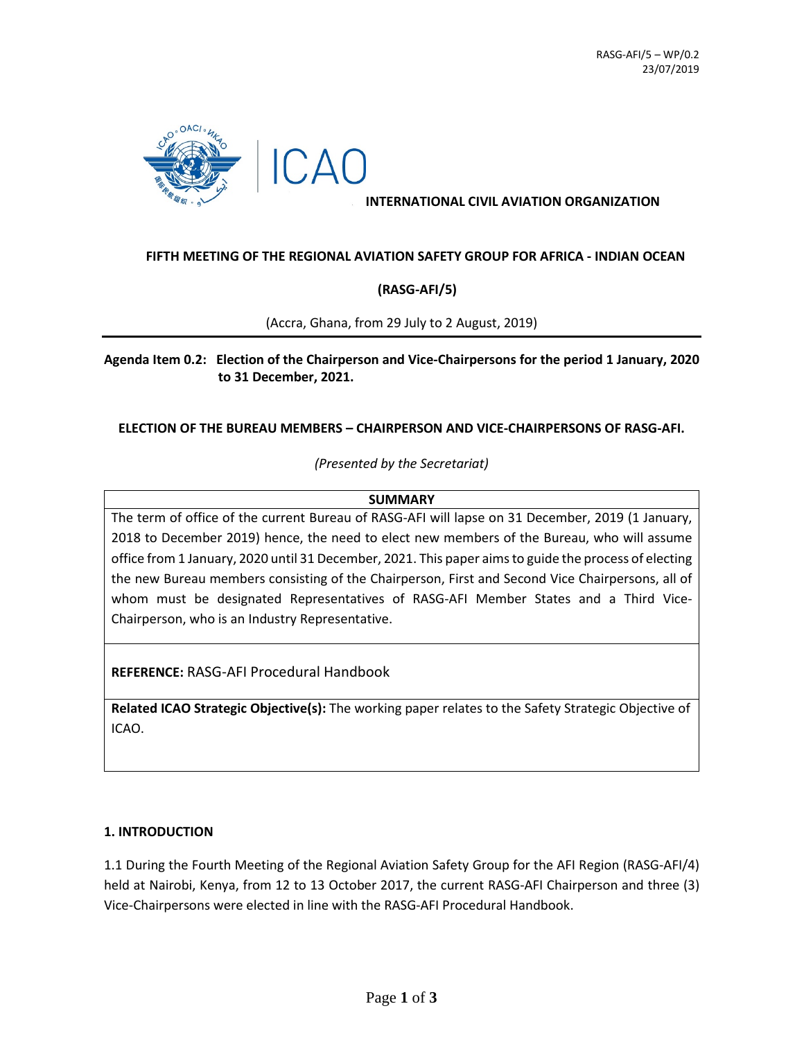RASG-AFI/5 – WP/0.2
23/07/2019

ICAO

**INTERNATIONAL CIVIL AVIATION ORGANIZATION**

**FIFTH MEETING OF THE REGIONAL AVIATION SAFETY GROUP FOR AFRICA - INDIAN OCEAN**

**(RASG-AFI/5)**

(Accra, Ghana, from 29 July to 2 August, 2019)

**Agenda Item 0.2: Election of the Chairperson and Vice-Chairpersons for the period 1 January, 2020 to 31 December, 2021.**

**ELECTION OF THE BUREAU MEMBERS – CHAIRPERSON AND VICE-CHAIRPERSONS OF RASG-AFI.**

*(Presented by the Secretariat)*

| **SUMMARY** |
|---|
| The term of office of the current Bureau of RASG-AFI will lapse on 31 December, 2019 (1 January, 2018 to December 2019) hence, the need to elect new members of the Bureau, who will assume office from 1 January, 2020 until 31 December, 2021. This paper aims to guide the process of electing the new Bureau members consisting of the Chairperson, First and Second Vice Chairpersons, all of whom must be designated Representatives of RASG-AFI Member States and a Third Vice-Chairperson, who is an Industry Representative. |
| **REFERENCE:** RASG-AFI Procedural Handbook |
| **Related ICAO Strategic Objective(s):** The working paper relates to the Safety Strategic Objective of ICAO. |

## 1. INTRODUCTION

1.1 During the Fourth Meeting of the Regional Aviation Safety Group for the AFI Region (RASG-AFI/4) held at Nairobi, Kenya, from 12 to 13 October 2017, the current RASG-AFI Chairperson and three (3) Vice-Chairpersons were elected in line with the RASG-AFI Procedural Handbook.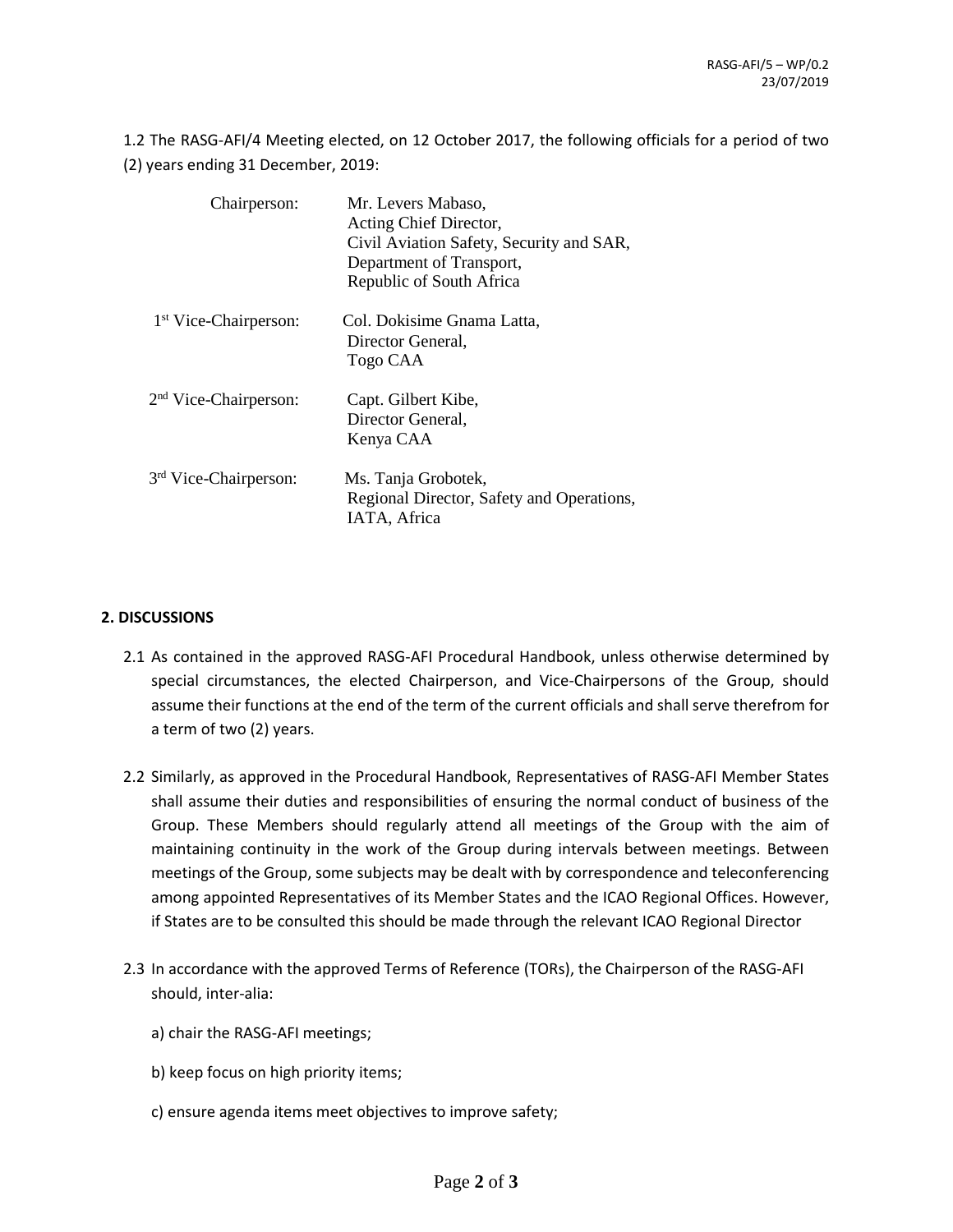1.2 The RASG-AFI/4 Meeting elected, on 12 October 2017, the following officials for a period of two (2) years ending 31 December, 2019:

| | |
|---|---|
| Chairperson: | Mr. Levers Mabaso, Acting Chief Director, Civil Aviation Safety, Security and SAR, Department of Transport, Republic of South Africa |
| 1st Vice-Chairperson: | Col. Dokisime Gnama Latta, Director General, Togo CAA |
| 2nd Vice-Chairperson: | Capt. Gilbert Kibe, Director General, Kenya CAA |
| 3rd Vice-Chairperson: | Ms. Tanja Grobotek, Regional Director, Safety and Operations, IATA, Africa |

**2. DISCUSSIONS**

2.1 As contained in the approved RASG-AFI Procedural Handbook, unless otherwise determined by special circumstances, the elected Chairperson, and Vice-Chairpersons of the Group, should assume their functions at the end of the term of the current officials and shall serve therefrom for a term of two (2) years.

2.2 Similarly, as approved in the Procedural Handbook, Representatives of RASG-AFI Member States shall assume their duties and responsibilities of ensuring the normal conduct of business of the Group. These Members should regularly attend all meetings of the Group with the aim of maintaining continuity in the work of the Group during intervals between meetings. Between meetings of the Group, some subjects may be dealt with by correspondence and teleconferencing among appointed Representatives of its Member States and the ICAO Regional Offices. However, if States are to be consulted this should be made through the relevant ICAO Regional Director

2.3 In accordance with the approved Terms of Reference (TORs), the Chairperson of the RASG-AFI should, inter-alia:

a) chair the RASG-AFI meetings;

b) keep focus on high priority items;

c) ensure agenda items meet objectives to improve safety;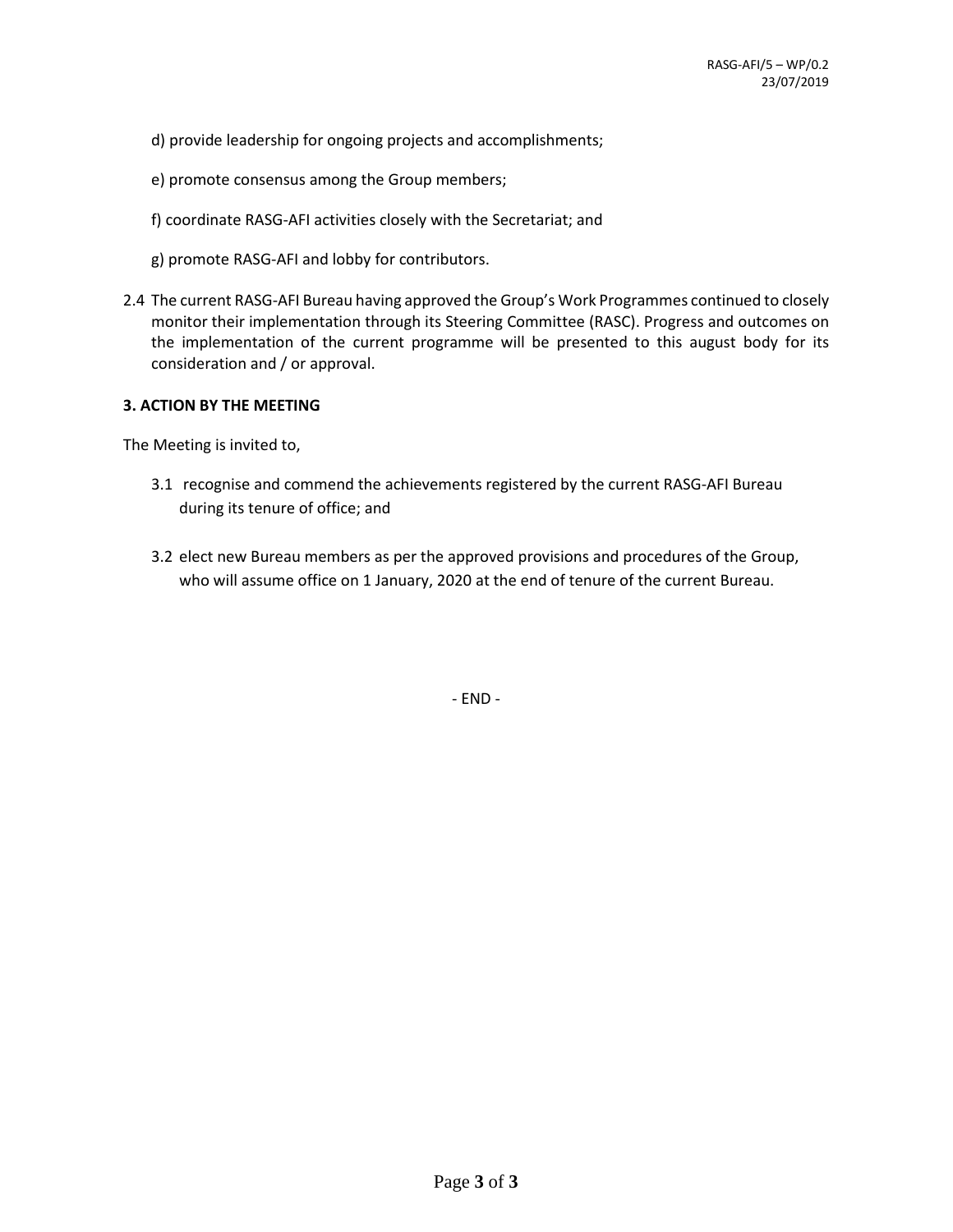d) provide leadership for ongoing projects and accomplishments;

e) promote consensus among the Group members;

f) coordinate RASG-AFI activities closely with the Secretariat; and

g) promote RASG-AFI and lobby for contributors.

2.4 The current RASG-AFI Bureau having approved the Group's Work Programmes continued to closely monitor their implementation through its Steering Committee (RASC). Progress and outcomes on the implementation of the current programme will be presented to this august body for its consideration and / or approval.

**3. ACTION BY THE MEETING**

The Meeting is invited to,

3.1 recognise and commend the achievements registered by the current RASG-AFI Bureau during its tenure of office; and

3.2 elect new Bureau members as per the approved provisions and procedures of the Group, who will assume office on 1 January, 2020 at the end of tenure of the current Bureau.

- END -